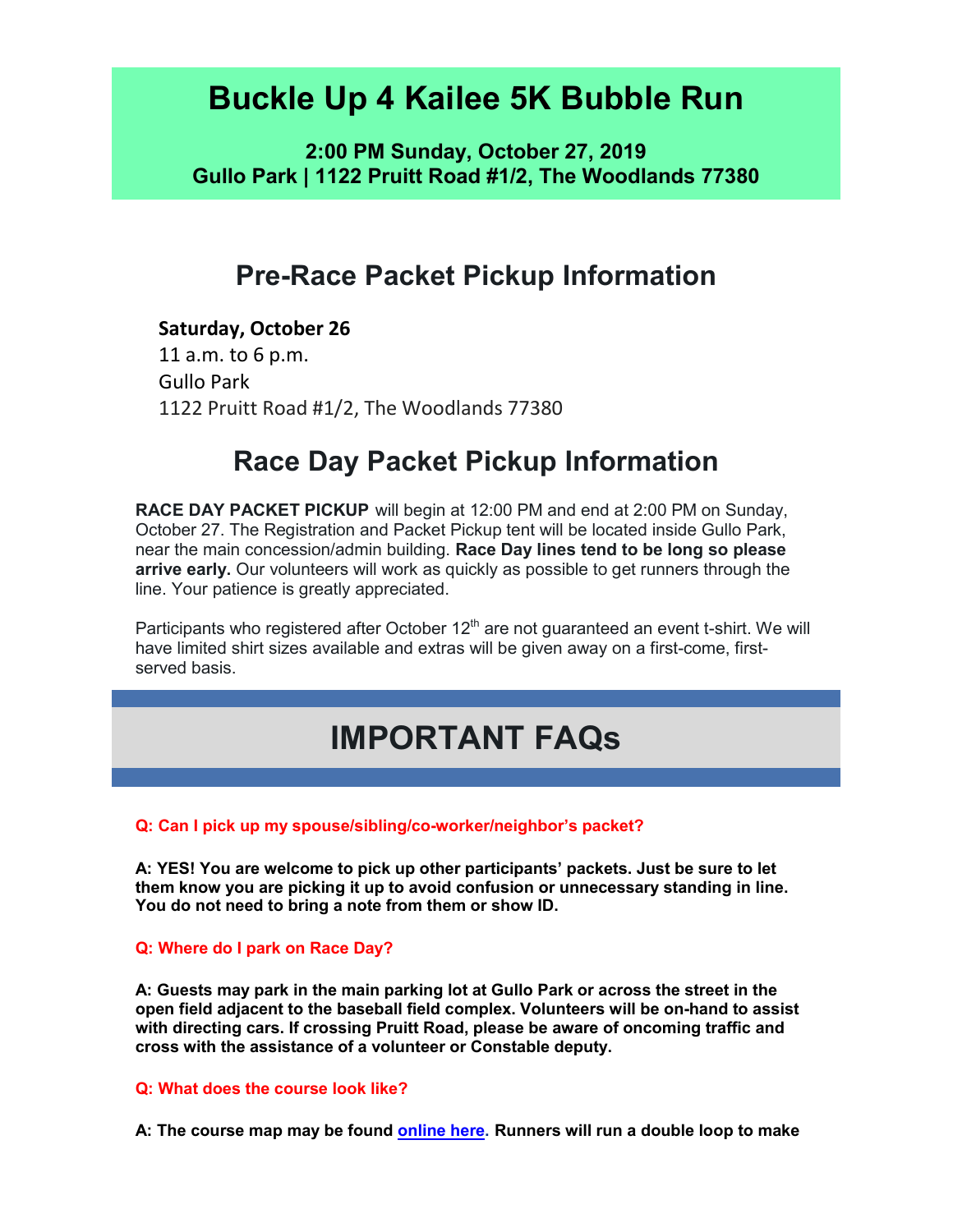# Buckle Up 4 Kailee 5K Bubble Run

**2:00 PM Sunday, October 27, 2019**
**Gullo Park | 1122 Pruitt Road #1/2, The Woodlands 77380**

## Pre-Race Packet Pickup Information

**Saturday, October 26**
11 a.m. to 6 p.m.
Gullo Park
1122 Pruitt Road #1/2, The Woodlands 77380

## Race Day Packet Pickup Information

**RACE DAY PACKET PICKUP** will begin at 12:00 PM and end at 2:00 PM on Sunday, October 27. The Registration and Packet Pickup tent will be located inside Gullo Park, near the main concession/admin building. **Race Day lines tend to be long so please arrive early.** Our volunteers will work as quickly as possible to get runners through the line. Your patience is greatly appreciated.

Participants who registered after October 12th are not guaranteed an event t-shirt. We will have limited shirt sizes available and extras will be given away on a first-come, first-served basis.

# IMPORTANT FAQs

**Q: Can I pick up my spouse/sibling/co-worker/neighbor's packet?**

**A: YES! You are welcome to pick up other participants' packets. Just be sure to let them know you are picking it up to avoid confusion or unnecessary standing in line. You do not need to bring a note from them or show ID.**

**Q: Where do I park on Race Day?**

**A: Guests may park in the main parking lot at Gullo Park or across the street in the open field adjacent to the baseball field complex. Volunteers will be on-hand to assist with directing cars. If crossing Pruitt Road, please be aware of oncoming traffic and cross with the assistance of a volunteer or Constable deputy.**

**Q: What does the course look like?**

**A: The course map may be found [online here](). Runners will run a double loop to make**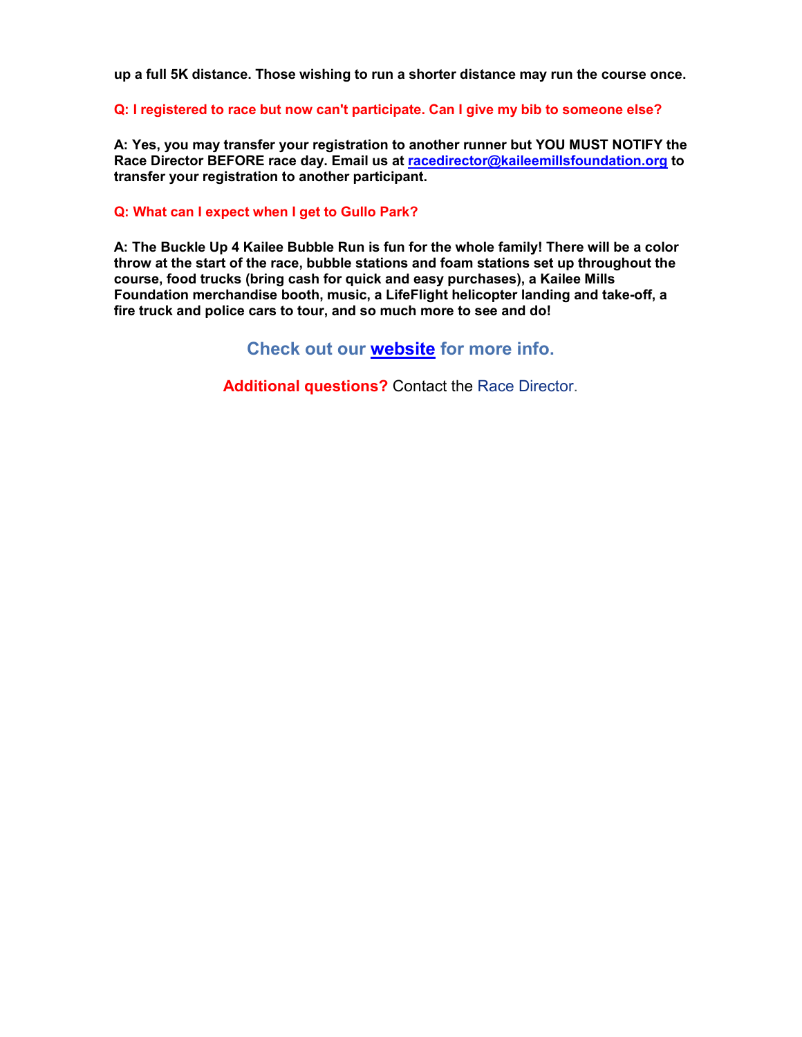**up a full 5K distance. Those wishing to run a shorter distance may run the course once.**

**Q: I registered to race but now can't participate. Can I give my bib to someone else?**

**A: Yes, you may transfer your registration to another runner but YOU MUST NOTIFY the Race Director BEFORE race day. Email us at [racedirector@kaileemillsfoundation.org](mailto:racedirector@kaileemillsfoundation.org) to transfer your registration to another participant.**

**Q: What can I expect when I get to Gullo Park?**

**A: The Buckle Up 4 Kailee Bubble Run is fun for the whole family! There will be a color throw at the start of the race, bubble stations and foam stations set up throughout the course, food trucks (bring cash for quick and easy purchases), a Kailee Mills Foundation merchandise booth, music, a LifeFlight helicopter landing and take-off, a fire truck and police cars to tour, and so much more to see and do!**

## Check out our website for more info.

**Additional questions?** Contact the Race Director.